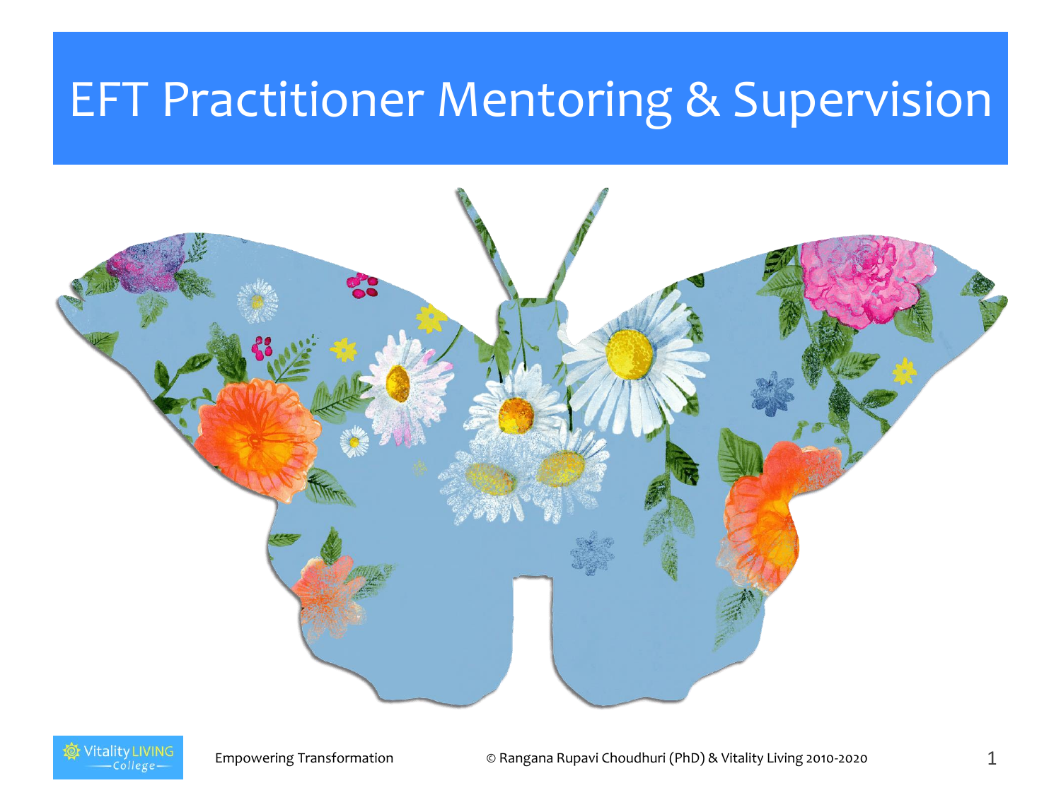# EFT Practitioner Mentoring & Supervision

Empowering Transformation

© Rangana Rupavi Choudhuri (PhD) & Vitality Living 2010-2020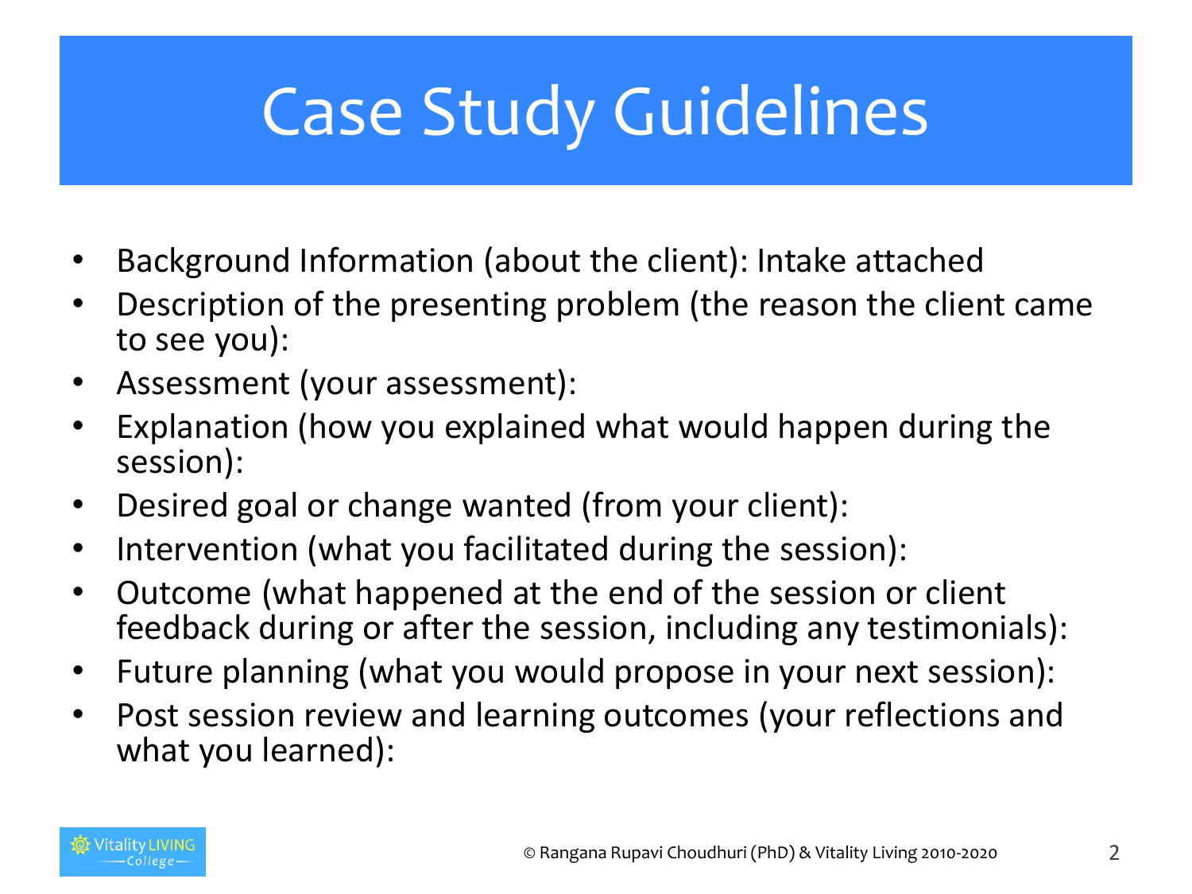# Case Study Guidelines

- Background Information (about the client): Intake attached
- Description of the presenting problem (the reason the client came to see you):
- Assessment (your assessment):
- Explanation (how you explained what would happen during the session):
- Desired goal or change wanted (from your client):
- Intervention (what you facilitated during the session):
- Outcome (what happened at the end of the session or client feedback during or after the session, including any testimonials):
- Future planning (what you would propose in your next session):
- Post session review and learning outcomes (your reflections and what you learned):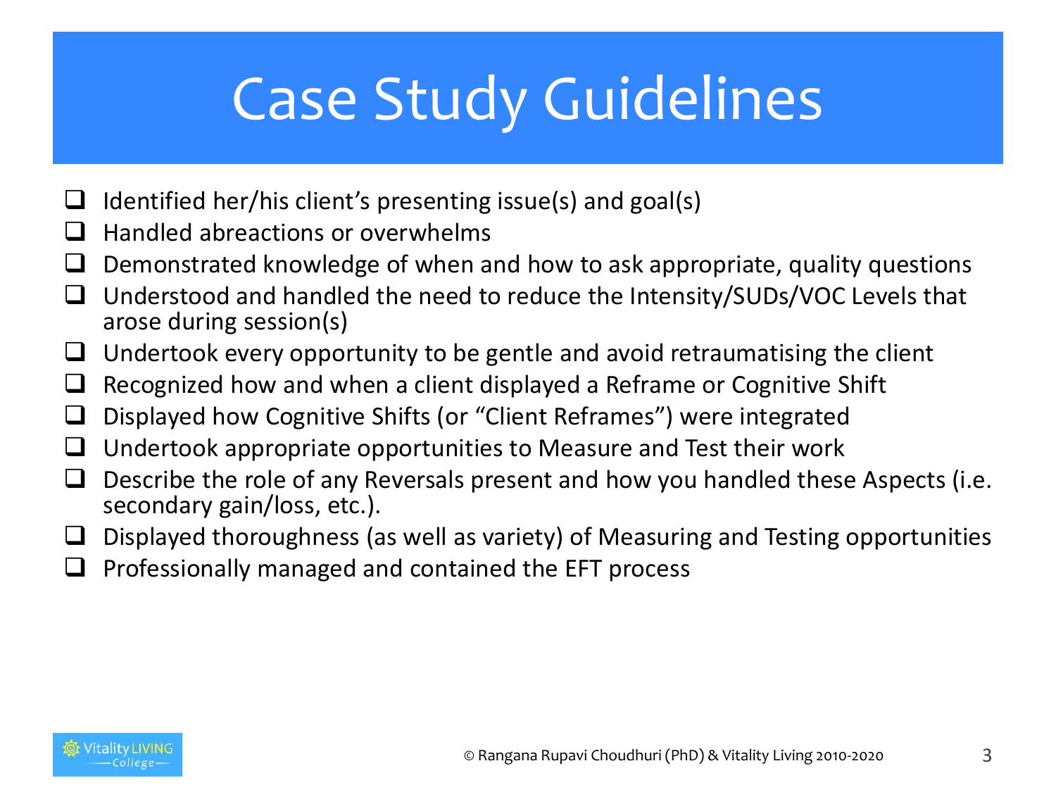# Case Study Guidelines

- [ ] Identified her/his client's presenting issue(s) and goal(s)
- [ ] Handled abreactions or overwhelms
- [ ] Demonstrated knowledge of when and how to ask appropriate, quality questions
- [ ] Understood and handled the need to reduce the Intensity/SUDs/VOC Levels that arose during session(s)
- [ ] Undertook every opportunity to be gentle and avoid retraumatising the client
- [ ] Recognized how and when a client displayed a Reframe or Cognitive Shift
- [ ] Displayed how Cognitive Shifts (or "Client Reframes") were integrated
- [ ] Undertook appropriate opportunities to Measure and Test their work
- [ ] Describe the role of any Reversals present and how you handled these Aspects (i.e. secondary gain/loss, etc.).
- [ ] Displayed thoroughness (as well as variety) of Measuring and Testing opportunities
- [ ] Professionally managed and contained the EFT process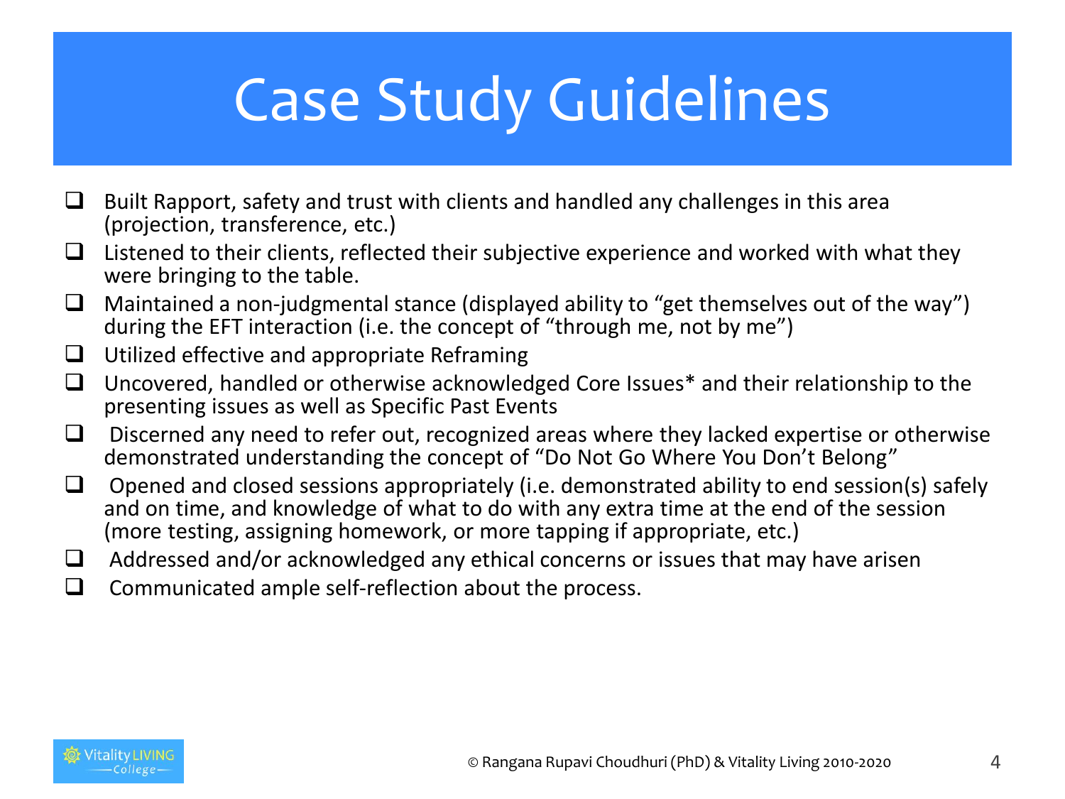# Case Study Guidelines

- [ ] Built Rapport, safety and trust with clients and handled any challenges in this area (projection, transference, etc.)
- [ ] Listened to their clients, reflected their subjective experience and worked with what they were bringing to the table.
- [ ] Maintained a non-judgmental stance (displayed ability to "get themselves out of the way") during the EFT interaction (i.e. the concept of "through me, not by me")
- [ ] Utilized effective and appropriate Reframing
- [ ] Uncovered, handled or otherwise acknowledged Core Issues* and their relationship to the presenting issues as well as Specific Past Events
- [ ] Discerned any need to refer out, recognized areas where they lacked expertise or otherwise demonstrated understanding the concept of "Do Not Go Where You Don't Belong"
- [ ] Opened and closed sessions appropriately (i.e. demonstrated ability to end session(s) safely and on time, and knowledge of what to do with any extra time at the end of the session (more testing, assigning homework, or more tapping if appropriate, etc.)
- [ ] Addressed and/or acknowledged any ethical concerns or issues that may have arisen
- [ ] Communicated ample self-reflection about the process.

© Rangana Rupavi Choudhuri (PhD) & Vitality Living 2010-2020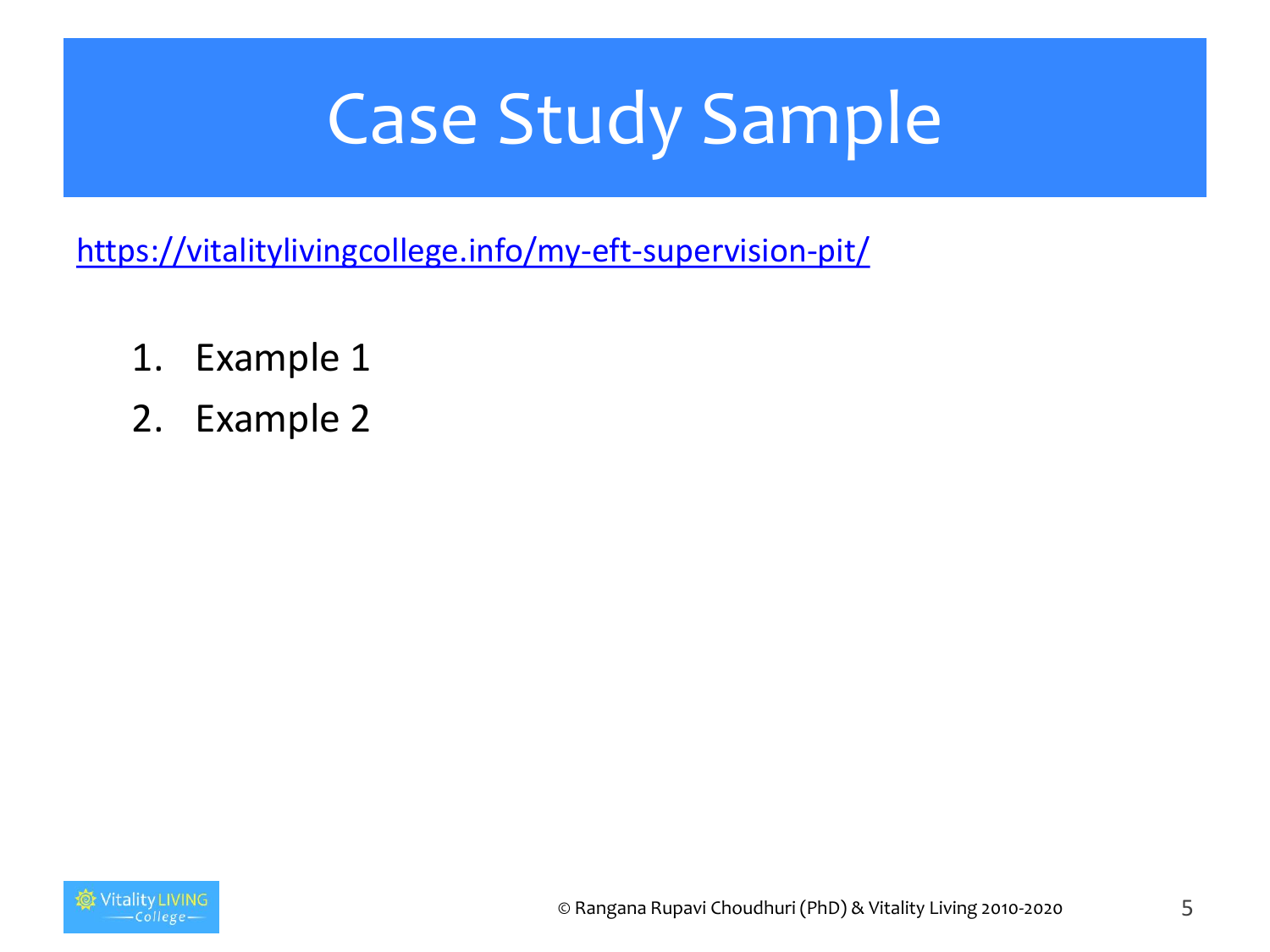# Case Study Sample

https://vitalitylivingcollege.info/my-eft-supervision-pit/

1. Example 1
2. Example 2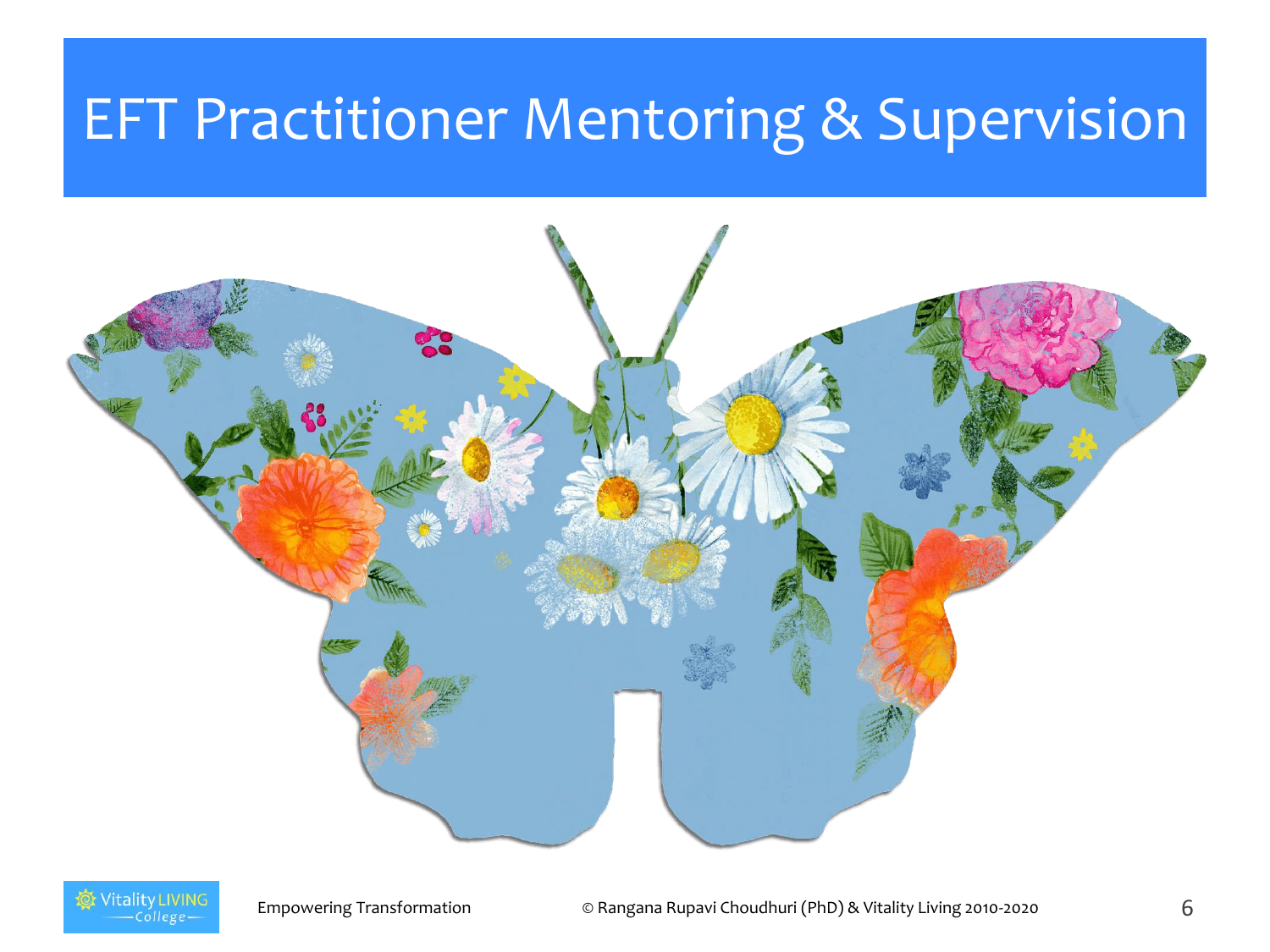# EFT Practitioner Mentoring & Supervision